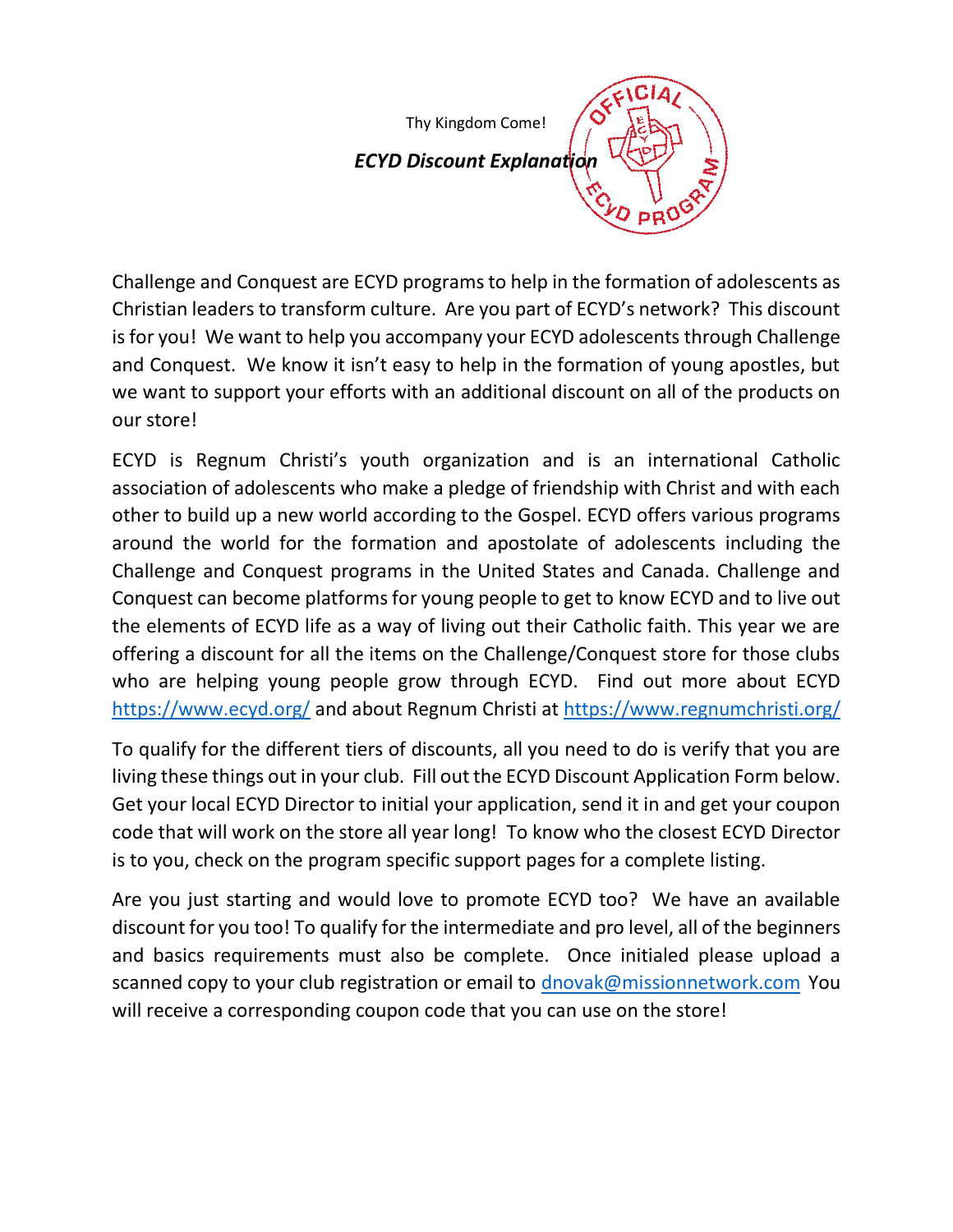Thy Kingdom Come!

# *ECYD Discount Explanation*

Challenge and Conquest are ECYD programs to help in the formation of adolescents as Christian leaders to transform culture. Are you part of ECYD's network? This discount is for you! We want to help you accompany your ECYD adolescents through Challenge and Conquest. We know it isn't easy to help in the formation of young apostles, but we want to support your efforts with an additional discount on all of the products on our store!

ECYD is Regnum Christi's youth organization and is an international Catholic association of adolescents who make a pledge of friendship with Christ and with each other to build up a new world according to the Gospel. ECYD offers various programs around the world for the formation and apostolate of adolescents including the Challenge and Conquest programs in the United States and Canada. Challenge and Conquest can become platforms for young people to get to know ECYD and to live out the elements of ECYD life as a way of living out their Catholic faith. This year we are offering a discount for all the items on the Challenge/Conquest store for those clubs who are helping young people grow through ECYD. Find out more about ECYD https://www.ecyd.org/ and about Regnum Christi at https://www.regnumchristi.org/

To qualify for the different tiers of discounts, all you need to do is verify that you are living these things out in your club. Fill out the ECYD Discount Application Form below. Get your local ECYD Director to initial your application, send it in and get your coupon code that will work on the store all year long! To know who the closest ECYD Director is to you, check on the program specific support pages for a complete listing.

Are you just starting and would love to promote ECYD too? We have an available discount for you too! To qualify for the intermediate and pro level, all of the beginners and basics requirements must also be complete. Once initialed please upload a scanned copy to your club registration or email to dnovak@missionnetwork.com You will receive a corresponding coupon code that you can use on the store!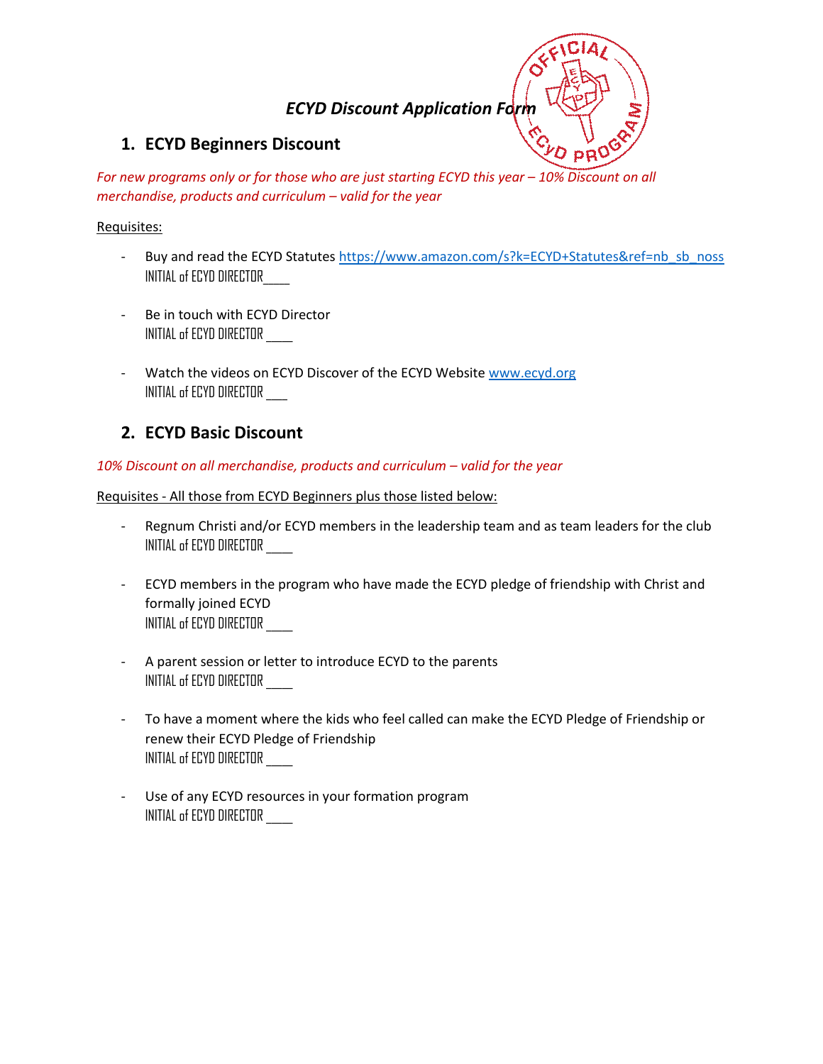*ECYD Discount Application Form*

## 1. ECYD Beginners Discount

*For new programs only or for those who are just starting ECYD this year – 10% Discount on all merchandise, products and curriculum – valid for the year*

Requisites:

- Buy and read the ECYD Statutes https://www.amazon.com/s?k=ECYD+Statutes&ref=nb_sb_noss
  INITIAL of ECYD DIRECTOR____

- Be in touch with ECYD Director
  INITIAL of ECYD DIRECTOR ____

- Watch the videos on ECYD Discover of the ECYD Website www.ecyd.org
  INITIAL of ECYD DIRECTOR ___

## 2. ECYD Basic Discount

*10% Discount on all merchandise, products and curriculum – valid for the year*

Requisites - All those from ECYD Beginners plus those listed below:

- Regnum Christi and/or ECYD members in the leadership team and as team leaders for the club
  INITIAL of ECYD DIRECTOR ____

- ECYD members in the program who have made the ECYD pledge of friendship with Christ and formally joined ECYD
  INITIAL of ECYD DIRECTOR ____

- A parent session or letter to introduce ECYD to the parents
  INITIAL of ECYD DIRECTOR ____

- To have a moment where the kids who feel called can make the ECYD Pledge of Friendship or renew their ECYD Pledge of Friendship
  INITIAL of ECYD DIRECTOR ____

- Use of any ECYD resources in your formation program
  INITIAL of ECYD DIRECTOR ____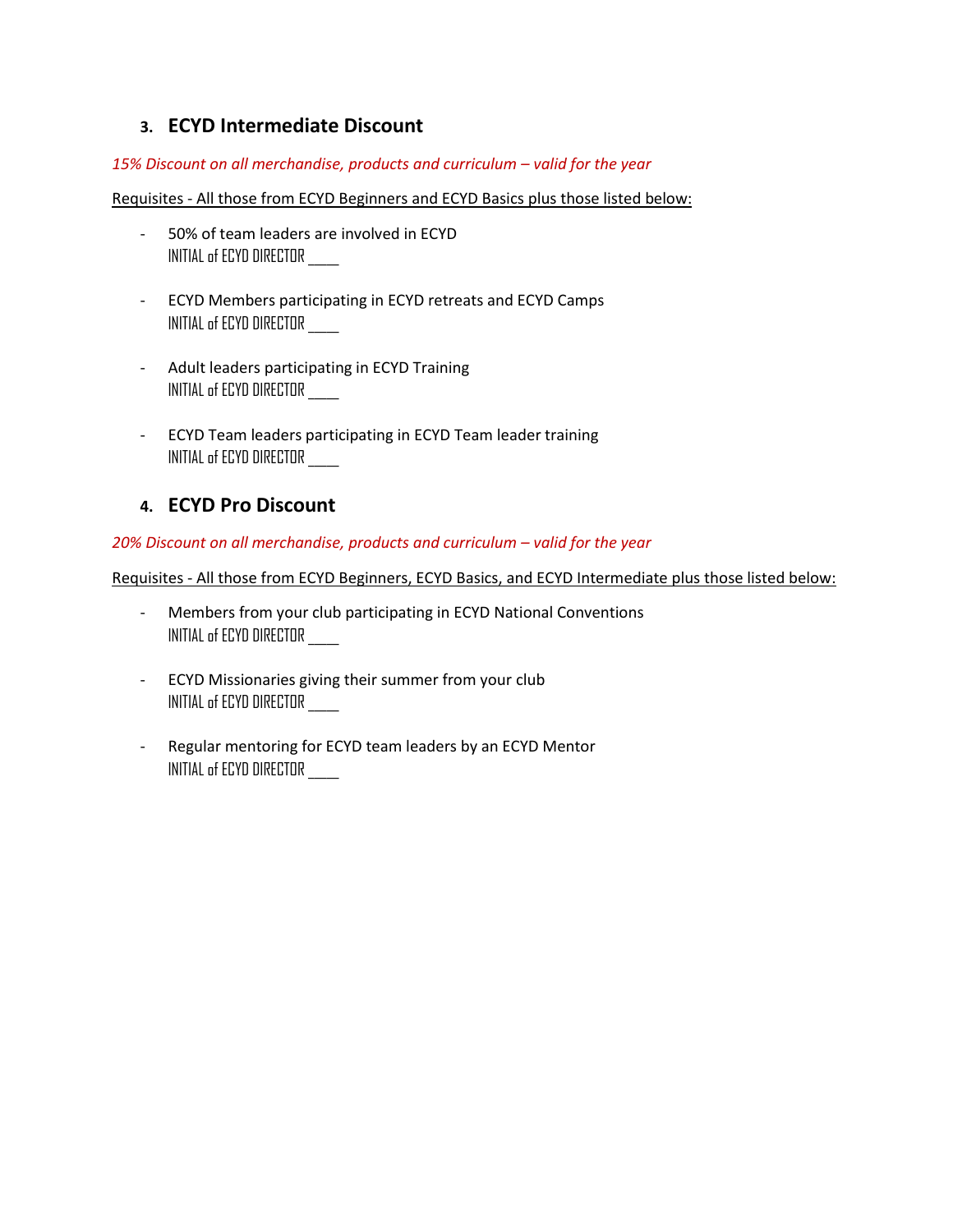## 3. ECYD Intermediate Discount

*15% Discount on all merchandise, products and curriculum – valid for the year*

Requisites - All those from ECYD Beginners and ECYD Basics plus those listed below:

- 50% of team leaders are involved in ECYD
  INITIAL of ECYD DIRECTOR ____

- ECYD Members participating in ECYD retreats and ECYD Camps
  INITIAL of ECYD DIRECTOR ____

- Adult leaders participating in ECYD Training
  INITIAL of ECYD DIRECTOR ____

- ECYD Team leaders participating in ECYD Team leader training
  INITIAL of ECYD DIRECTOR ____

## 4. ECYD Pro Discount

*20% Discount on all merchandise, products and curriculum – valid for the year*

Requisites - All those from ECYD Beginners, ECYD Basics, and ECYD Intermediate plus those listed below:

- Members from your club participating in ECYD National Conventions
  INITIAL of ECYD DIRECTOR ____

- ECYD Missionaries giving their summer from your club
  INITIAL of ECYD DIRECTOR ____

- Regular mentoring for ECYD team leaders by an ECYD Mentor
  INITIAL of ECYD DIRECTOR ____